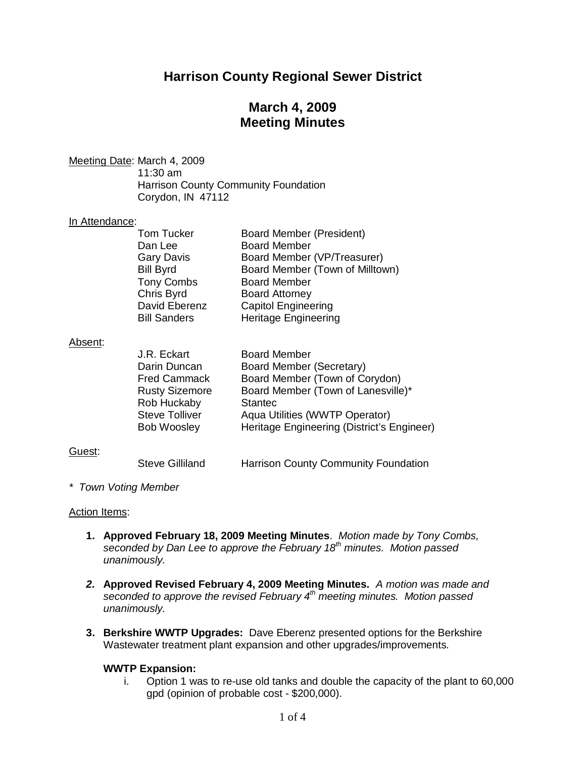# Harrison County Regional Sewer District

## March 4, 2009
## Meeting Minutes

Meeting Date: March 4, 2009
11:30 am
Harrison County Community Foundation
Corydon, IN 47112

In Attendance:

| | |
|---|---|
| Tom Tucker | Board Member (President) |
| Dan Lee | Board Member |
| Gary Davis | Board Member (VP/Treasurer) |
| Bill Byrd | Board Member (Town of Milltown) |
| Tony Combs | Board Member |
| Chris Byrd | Board Attorney |
| David Eberenz | Capitol Engineering |
| Bill Sanders | Heritage Engineering |

Absent:

| | |
|---|---|
| J.R. Eckart | Board Member |
| Darin Duncan | Board Member (Secretary) |
| Fred Cammack | Board Member (Town of Corydon) |
| Rusty Sizemore | Board Member (Town of Lanesville)* |
| Rob Huckaby | Stantec |
| Steve Tolliver | Aqua Utilities (WWTP Operator) |
| Bob Woosley | Heritage Engineering (District's Engineer) |

Guest:

| | |
|---|---|
| Steve Gilliland | Harrison County Community Foundation |

*\* Town Voting Member*

Action Items:

1. **Approved February 18, 2009 Meeting Minutes**. *Motion made by Tony Combs, seconded by Dan Lee to approve the February 18th minutes. Motion passed unanimously.*

2. **Approved Revised February 4, 2009 Meeting Minutes.** *A motion was made and seconded to approve the revised February 4th meeting minutes. Motion passed unanimously.*

3. **Berkshire WWTP Upgrades:** Dave Eberenz presented options for the Berkshire Wastewater treatment plant expansion and other upgrades/improvements.

   **WWTP Expansion:**

   i. Option 1 was to re-use old tanks and double the capacity of the plant to 60,000 gpd (opinion of probable cost - $200,000).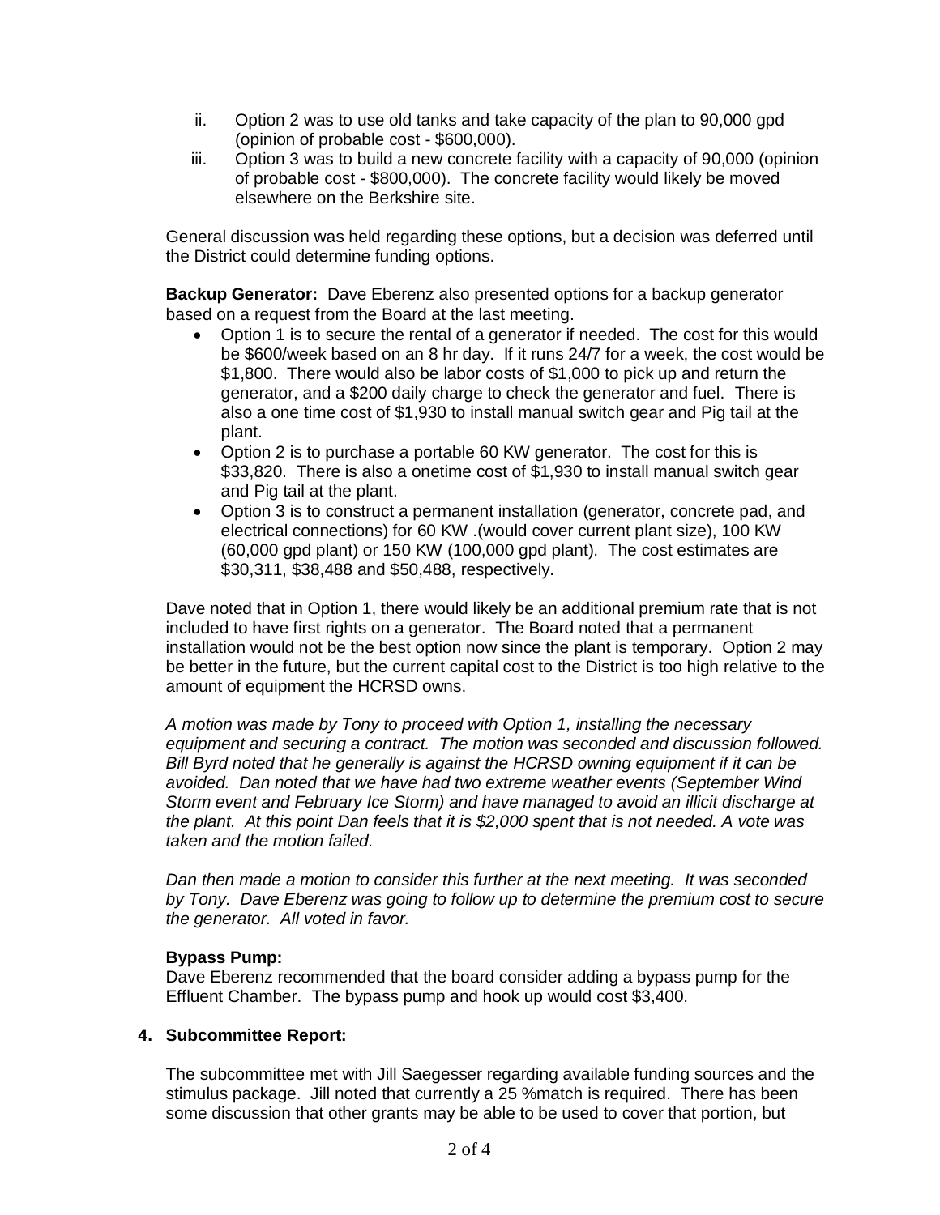ii. Option 2 was to use old tanks and take capacity of the plan to 90,000 gpd (opinion of probable cost - $600,000).

iii. Option 3 was to build a new concrete facility with a capacity of 90,000 (opinion of probable cost - $800,000). The concrete facility would likely be moved elsewhere on the Berkshire site.

General discussion was held regarding these options, but a decision was deferred until the District could determine funding options.

**Backup Generator:** Dave Eberenz also presented options for a backup generator based on a request from the Board at the last meeting.

- Option 1 is to secure the rental of a generator if needed. The cost for this would be $600/week based on an 8 hr day. If it runs 24/7 for a week, the cost would be $1,800. There would also be labor costs of $1,000 to pick up and return the generator, and a $200 daily charge to check the generator and fuel. There is also a one time cost of $1,930 to install manual switch gear and Pig tail at the plant.
- Option 2 is to purchase a portable 60 KW generator. The cost for this is $33,820. There is also a onetime cost of $1,930 to install manual switch gear and Pig tail at the plant.
- Option 3 is to construct a permanent installation (generator, concrete pad, and electrical connections) for 60 KW .(would cover current plant size), 100 KW (60,000 gpd plant) or 150 KW (100,000 gpd plant). The cost estimates are $30,311, $38,488 and $50,488, respectively.

Dave noted that in Option 1, there would likely be an additional premium rate that is not included to have first rights on a generator. The Board noted that a permanent installation would not be the best option now since the plant is temporary. Option 2 may be better in the future, but the current capital cost to the District is too high relative to the amount of equipment the HCRSD owns.

*A motion was made by Tony to proceed with Option 1, installing the necessary equipment and securing a contract. The motion was seconded and discussion followed. Bill Byrd noted that he generally is against the HCRSD owning equipment if it can be avoided. Dan noted that we have had two extreme weather events (September Wind Storm event and February Ice Storm) and have managed to avoid an illicit discharge at the plant. At this point Dan feels that it is $2,000 spent that is not needed. A vote was taken and the motion failed.*

*Dan then made a motion to consider this further at the next meeting. It was seconded by Tony. Dave Eberenz was going to follow up to determine the premium cost to secure the generator. All voted in favor.*

**Bypass Pump:**

Dave Eberenz recommended that the board consider adding a bypass pump for the Effluent Chamber. The bypass pump and hook up would cost $3,400.

**4. Subcommittee Report:**

The subcommittee met with Jill Saegesser regarding available funding sources and the stimulus package. Jill noted that currently a 25 %match is required. There has been some discussion that other grants may be able to be used to cover that portion, but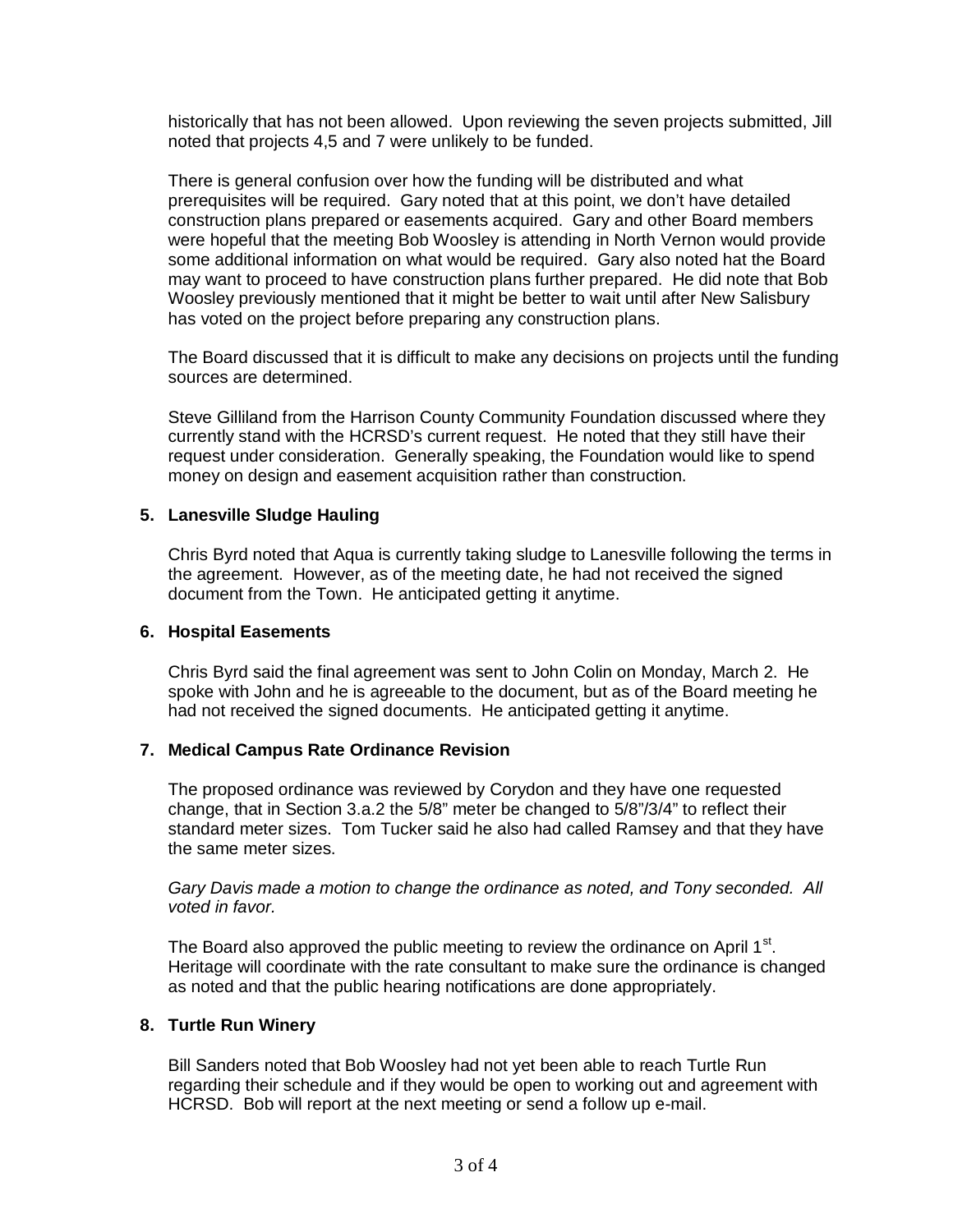historically that has not been allowed. Upon reviewing the seven projects submitted, Jill noted that projects 4,5 and 7 were unlikely to be funded.

There is general confusion over how the funding will be distributed and what prerequisites will be required. Gary noted that at this point, we don't have detailed construction plans prepared or easements acquired. Gary and other Board members were hopeful that the meeting Bob Woosley is attending in North Vernon would provide some additional information on what would be required. Gary also noted hat the Board may want to proceed to have construction plans further prepared. He did note that Bob Woosley previously mentioned that it might be better to wait until after New Salisbury has voted on the project before preparing any construction plans.

The Board discussed that it is difficult to make any decisions on projects until the funding sources are determined.

Steve Gilliland from the Harrison County Community Foundation discussed where they currently stand with the HCRSD's current request. He noted that they still have their request under consideration. Generally speaking, the Foundation would like to spend money on design and easement acquisition rather than construction.

**5. Lanesville Sludge Hauling**

Chris Byrd noted that Aqua is currently taking sludge to Lanesville following the terms in the agreement. However, as of the meeting date, he had not received the signed document from the Town. He anticipated getting it anytime.

**6. Hospital Easements**

Chris Byrd said the final agreement was sent to John Colin on Monday, March 2. He spoke with John and he is agreeable to the document, but as of the Board meeting he had not received the signed documents. He anticipated getting it anytime.

**7. Medical Campus Rate Ordinance Revision**

The proposed ordinance was reviewed by Corydon and they have one requested change, that in Section 3.a.2 the 5/8" meter be changed to 5/8"/3/4" to reflect their standard meter sizes. Tom Tucker said he also had called Ramsey and that they have the same meter sizes.

*Gary Davis made a motion to change the ordinance as noted, and Tony seconded. All voted in favor.*

The Board also approved the public meeting to review the ordinance on April 1st. Heritage will coordinate with the rate consultant to make sure the ordinance is changed as noted and that the public hearing notifications are done appropriately.

**8. Turtle Run Winery**

Bill Sanders noted that Bob Woosley had not yet been able to reach Turtle Run regarding their schedule and if they would be open to working out and agreement with HCRSD. Bob will report at the next meeting or send a follow up e-mail.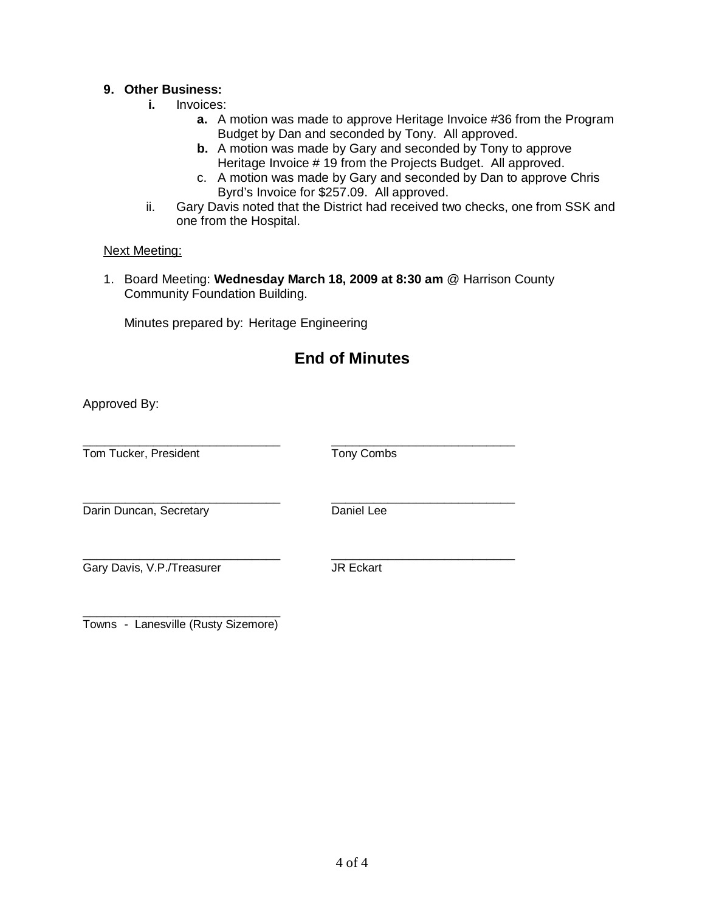9. **Other Business:**
   - **i.** Invoices:
     - **a.** A motion was made to approve Heritage Invoice #36 from the Program Budget by Dan and seconded by Tony. All approved.
     - **b.** A motion was made by Gary and seconded by Tony to approve Heritage Invoice # 19 from the Projects Budget. All approved.
     - c. A motion was made by Gary and seconded by Dan to approve Chris Byrd's Invoice for $257.09. All approved.
   - ii. Gary Davis noted that the District had received two checks, one from SSK and one from the Hospital.

<u>Next Meeting:</u>

1. Board Meeting: **Wednesday March 18, 2009 at 8:30 am** @ Harrison County Community Foundation Building.

   Minutes prepared by: Heritage Engineering

## End of Minutes

Approved By:

| | |
|---|---|
| ______________________________ | ______________________________ |
| Tom Tucker, President | Tony Combs |
| ______________________________ | ______________________________ |
| Darin Duncan, Secretary | Daniel Lee |
| ______________________________ | ______________________________ |
| Gary Davis, V.P./Treasurer | JR Eckart |
| ______________________________ | |
| Towns - Lanesville (Rusty Sizemore) | |